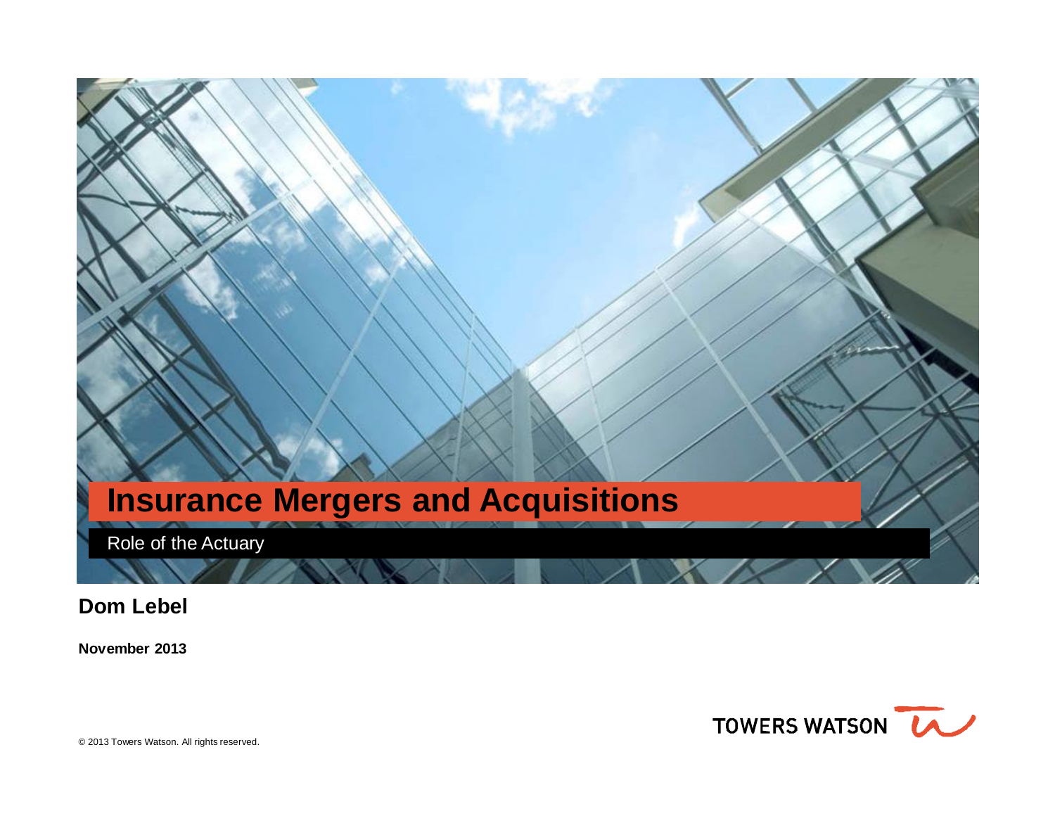# Insurance Mergers and Acquisitions

## Role of the Actuary

**Dom Lebel**

**November 2013**

TOWERS WATSON

© 2013 Towers Watson. All rights reserved.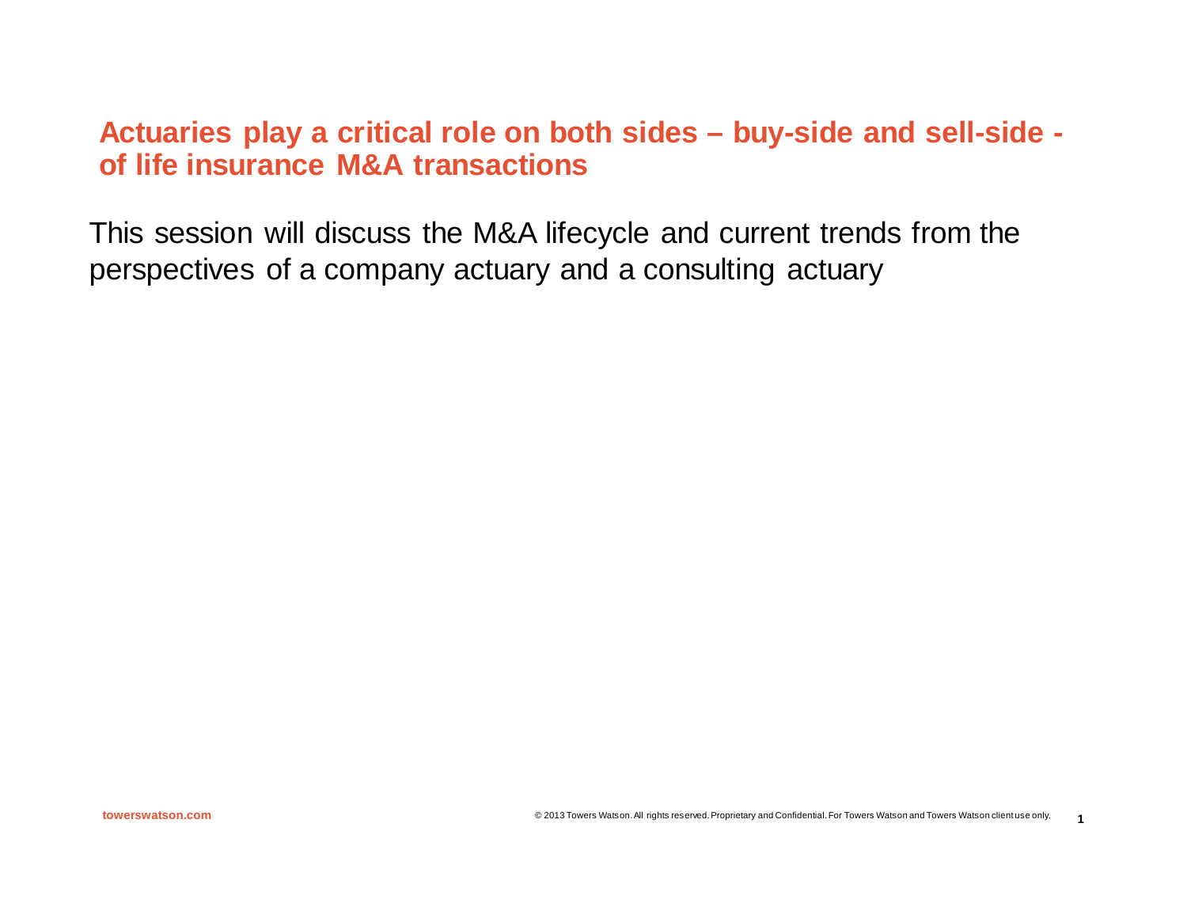## Actuaries play a critical role on both sides – buy-side and sell-side - of life insurance M&A transactions

This session will discuss the M&A lifecycle and current trends from the perspectives of a company actuary and a consulting actuary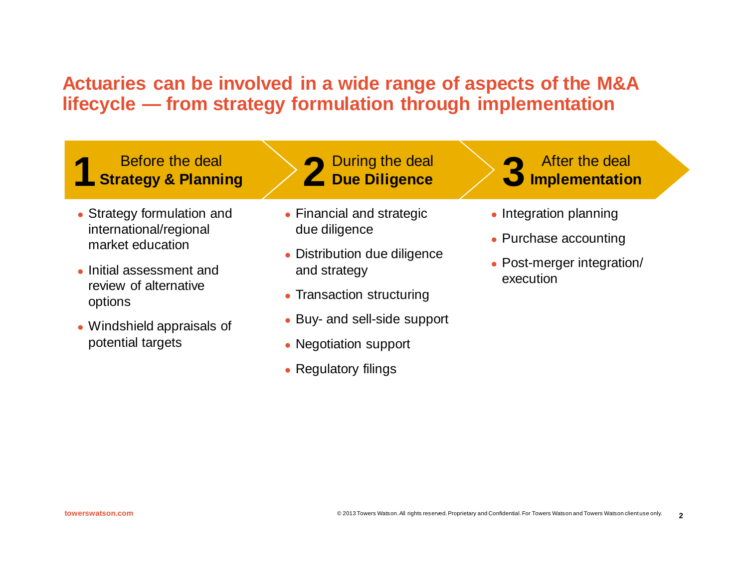# Actuaries can be involved in a wide range of aspects of the M&A lifecycle — from strategy formulation through implementation

## 1 Before the deal **Strategy & Planning**

- Strategy formulation and international/regional market education
- Initial assessment and review of alternative options
- Windshield appraisals of potential targets

## 2 During the deal **Due Diligence**

- Financial and strategic due diligence
- Distribution due diligence and strategy
- Transaction structuring
- Buy- and sell-side support
- Negotiation support
- Regulatory filings

## 3 After the deal **Implementation**

- Integration planning
- Purchase accounting
- Post-merger integration/ execution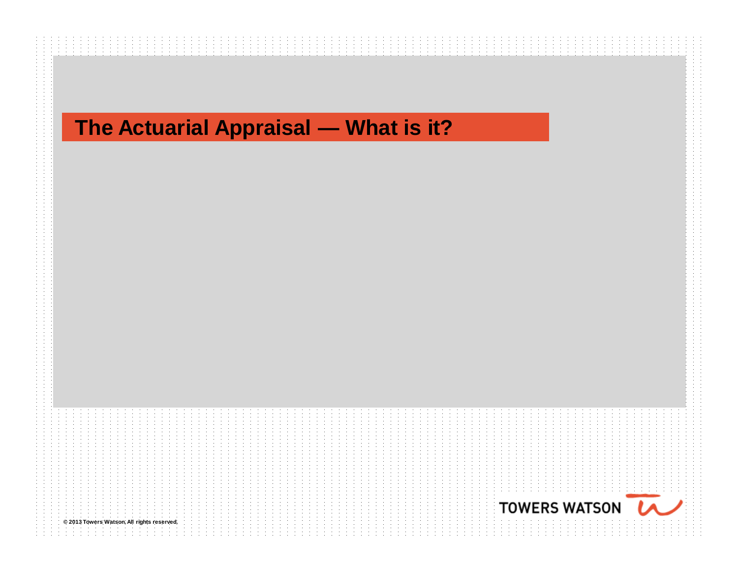# The Actuarial Appraisal — What is it?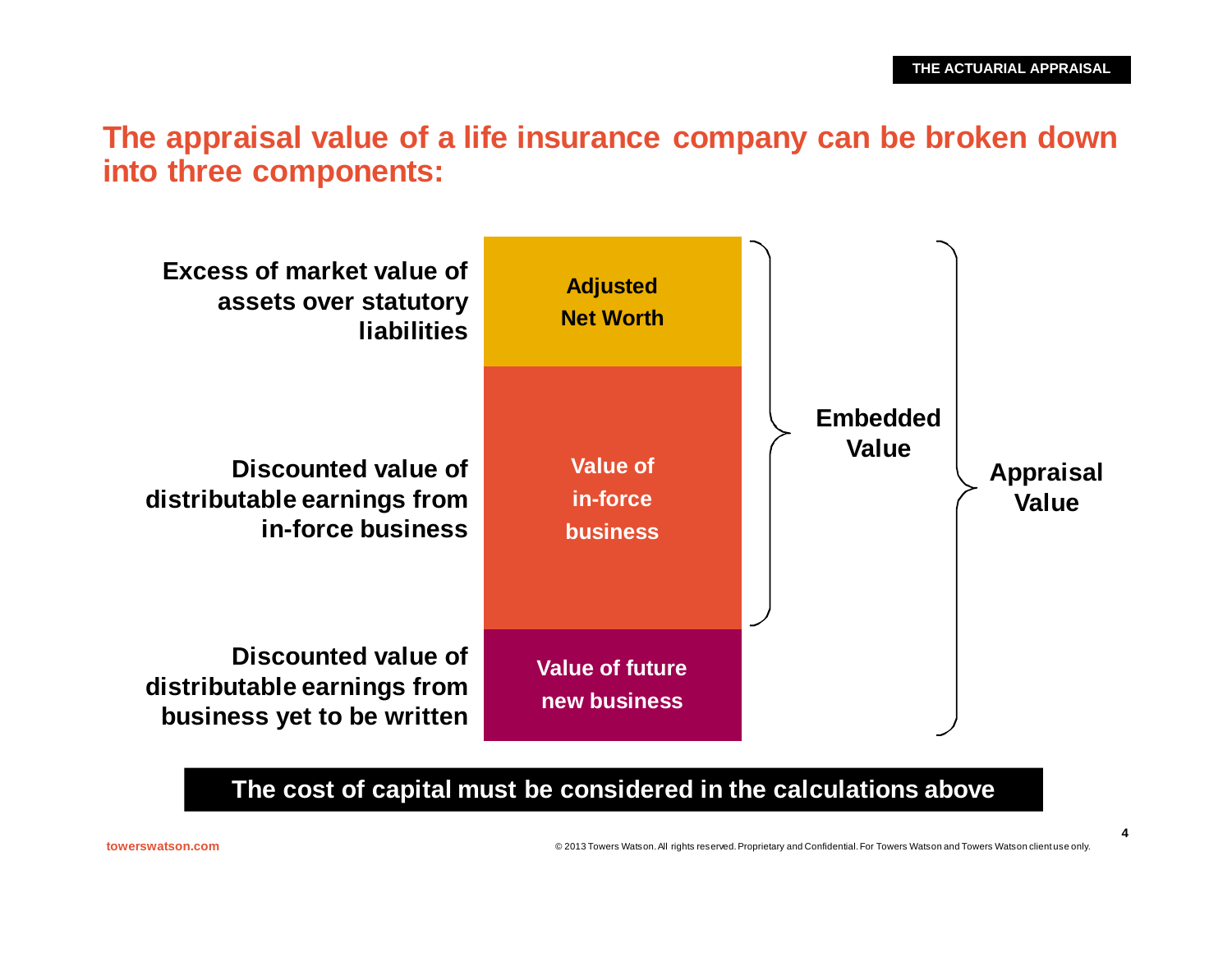# The appraisal value of a life insurance company can be broken down into three components:

| Description | Component | | |
|---|---|---|---|
| Excess of market value of assets over statutory liabilities | Adjusted Net Worth | Embedded Value | Appraisal Value |
| Discounted value of distributable earnings from in-force business | Value of in-force business | | |
| Discounted value of distributable earnings from business yet to be written | Value of future new business | | |

**The cost of capital must be considered in the calculations above**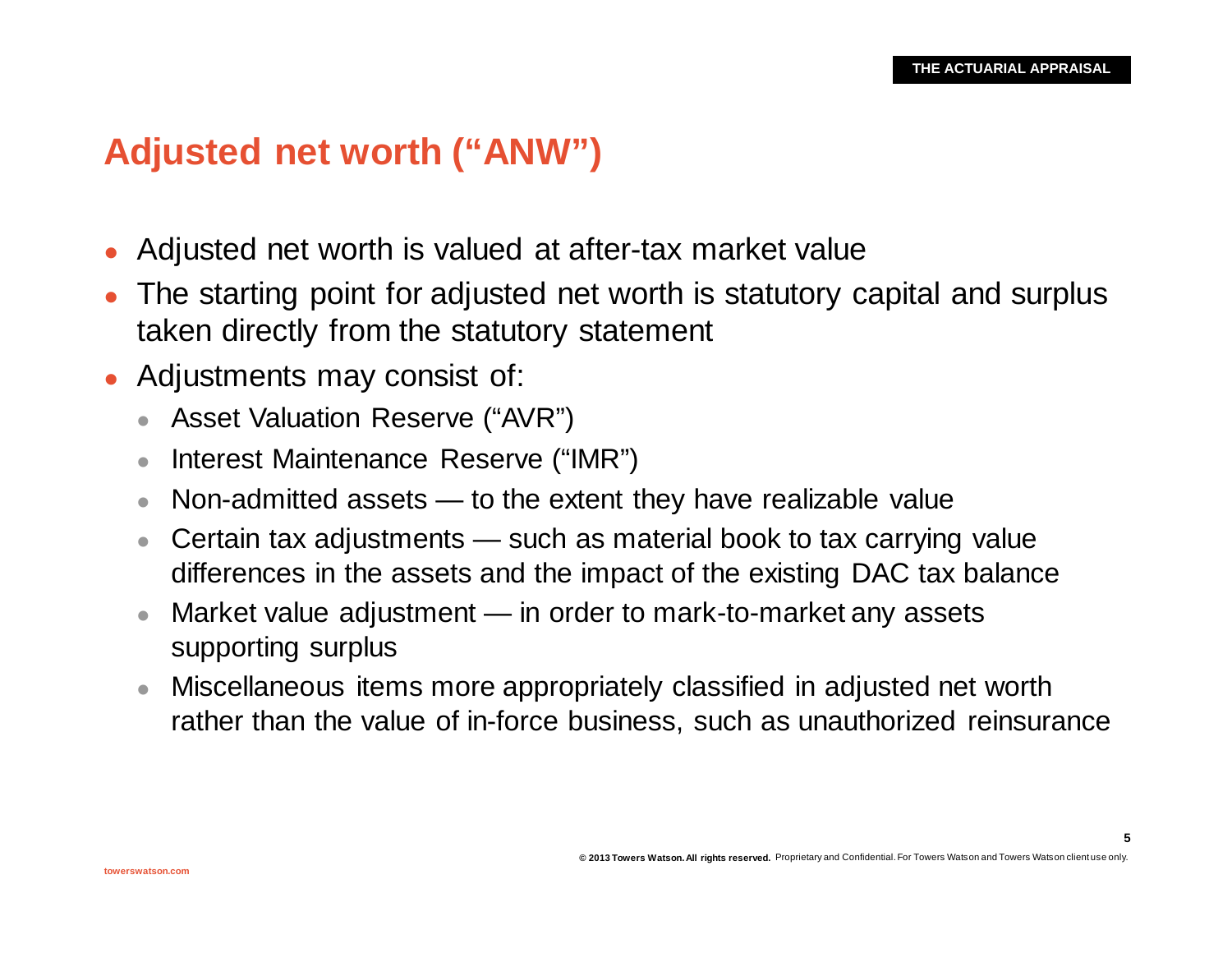## Adjusted net worth ("ANW")

- Adjusted net worth is valued at after-tax market value
- The starting point for adjusted net worth is statutory capital and surplus taken directly from the statutory statement
- Adjustments may consist of:
  - Asset Valuation Reserve ("AVR")
  - Interest Maintenance Reserve ("IMR")
  - Non-admitted assets — to the extent they have realizable value
  - Certain tax adjustments — such as material book to tax carrying value differences in the assets and the impact of the existing DAC tax balance
  - Market value adjustment — in order to mark-to-market any assets supporting surplus
  - Miscellaneous items more appropriately classified in adjusted net worth rather than the value of in-force business, such as unauthorized reinsurance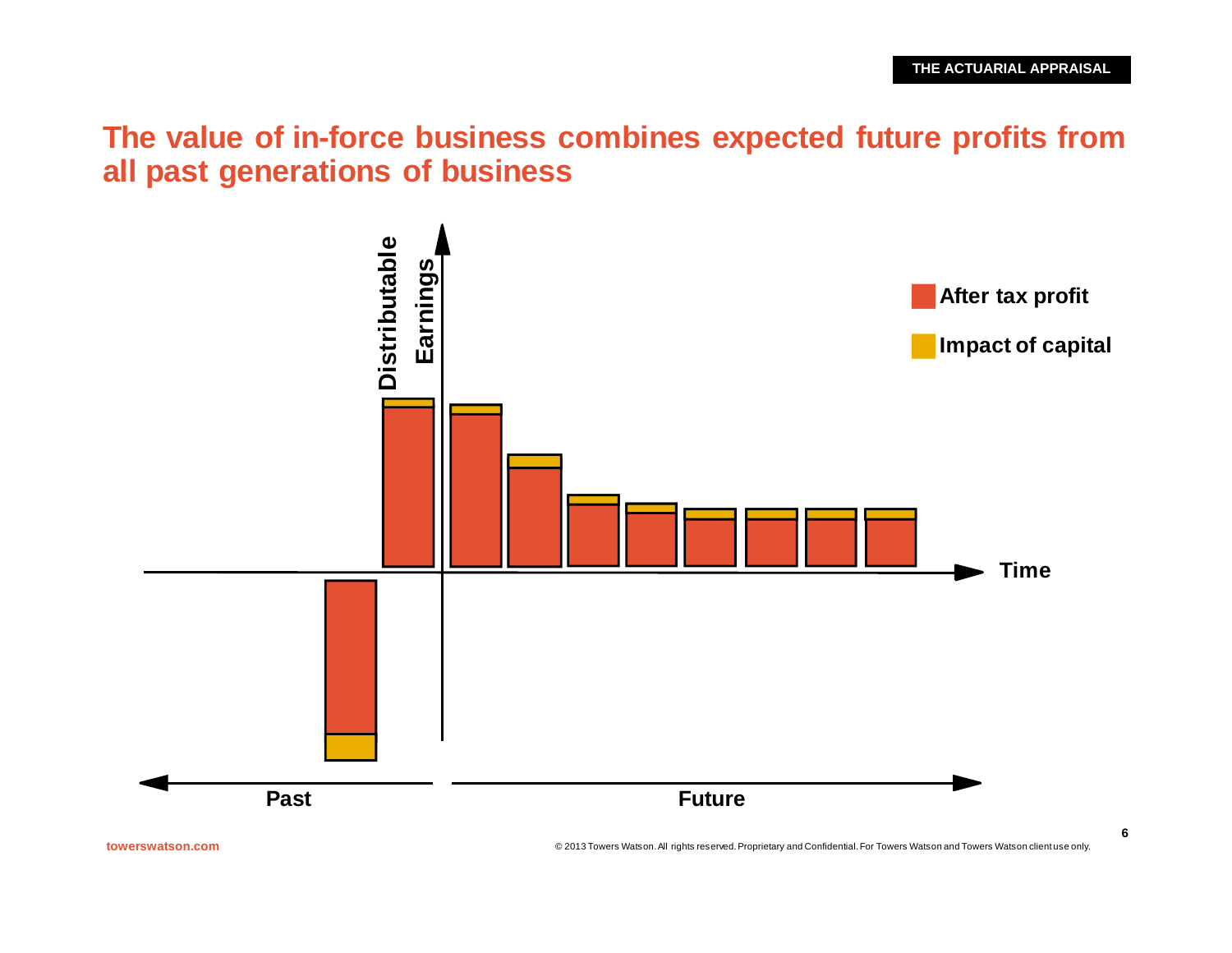# The value of in-force business combines expected future profits from all past generations of business

Distributable Earnings

After tax profit

Impact of capital

Time

Past

Future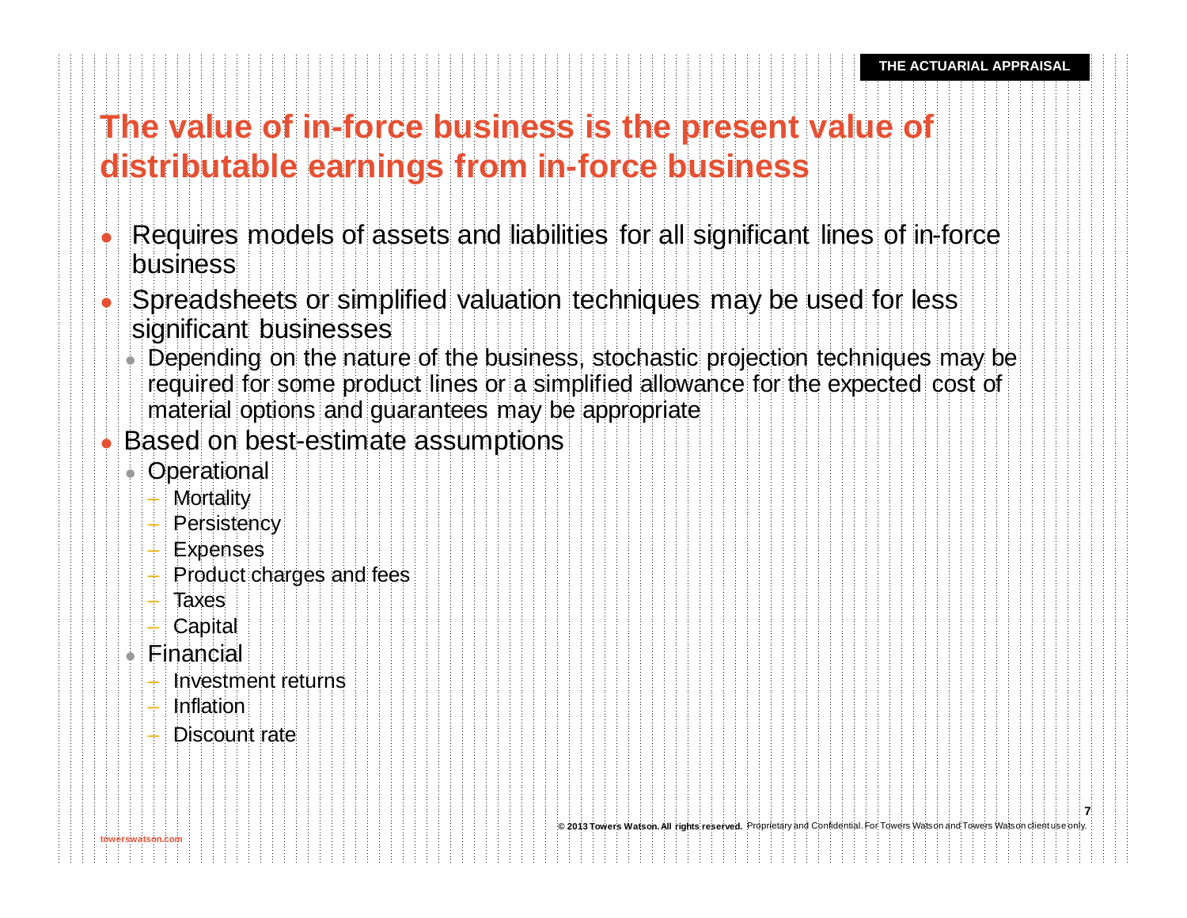# The value of in-force business is the present value of distributable earnings from in-force business

- Requires models of assets and liabilities for all significant lines of in-force business
- Spreadsheets or simplified valuation techniques may be used for less significant businesses
  - Depending on the nature of the business, stochastic projection techniques may be required for some product lines or a simplified allowance for the expected cost of material options and guarantees may be appropriate
- Based on best-estimate assumptions
  - Operational
    - Mortality
    - Persistency
    - Expenses
    - Product charges and fees
    - Taxes
    - Capital
  - Financial
    - Investment returns
    - Inflation
    - Discount rate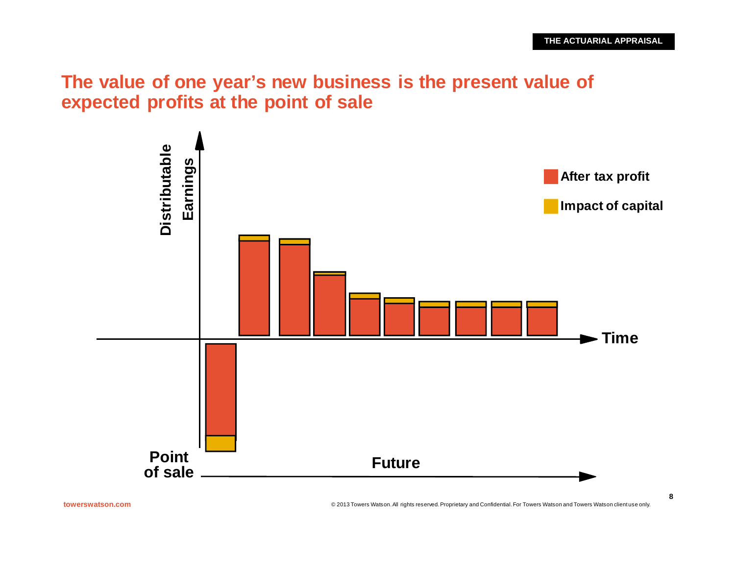# The value of one year's new business is the present value of expected profits at the point of sale

Distributable Earnings

After tax profit

Impact of capital

Time

Point of sale

Future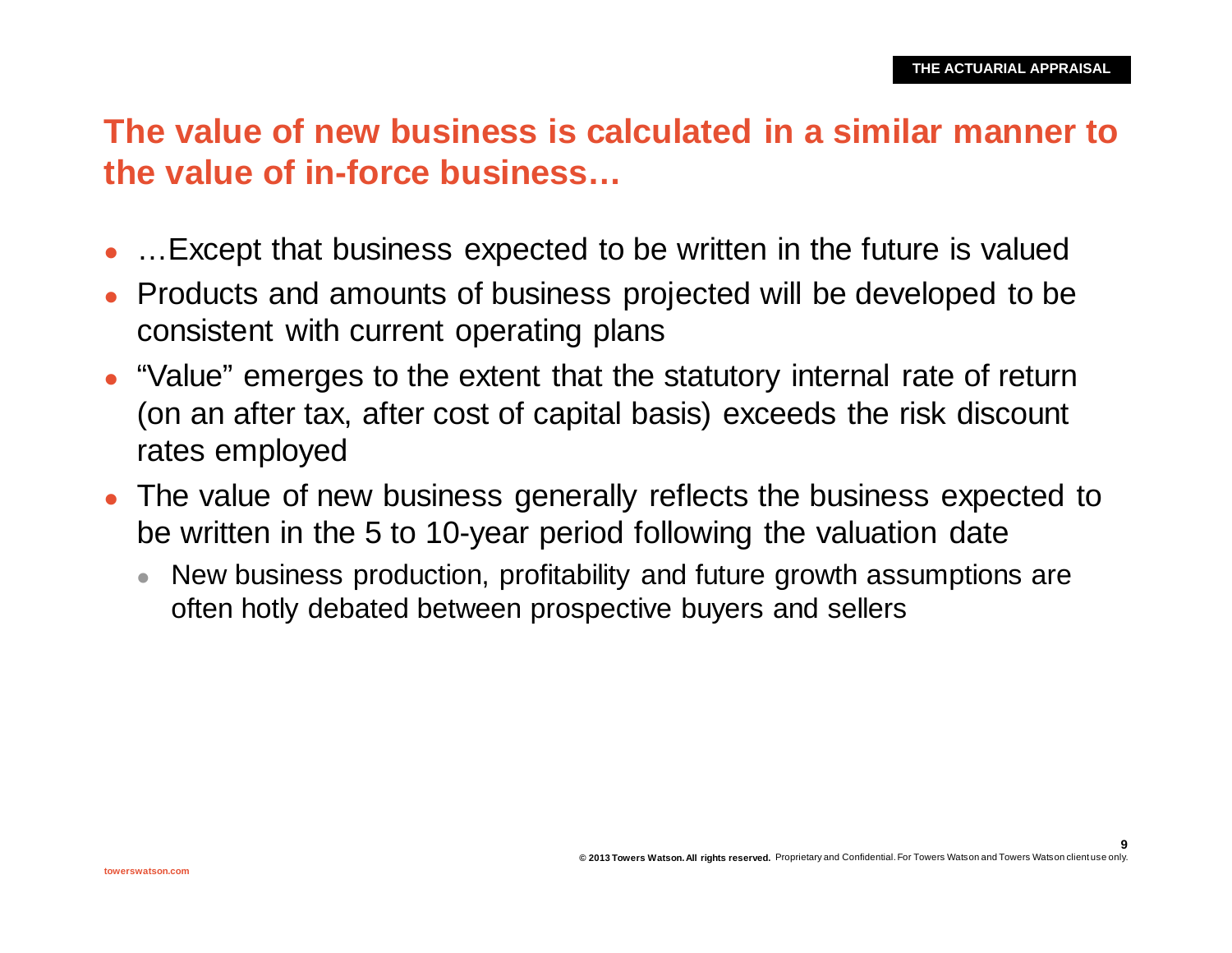THE ACTUARIAL APPRAISAL

## The value of new business is calculated in a similar manner to the value of in-force business…

- …Except that business expected to be written in the future is valued
- Products and amounts of business projected will be developed to be consistent with current operating plans
- "Value" emerges to the extent that the statutory internal rate of return (on an after tax, after cost of capital basis) exceeds the risk discount rates employed
- The value of new business generally reflects the business expected to be written in the 5 to 10-year period following the valuation date
  - New business production, profitability and future growth assumptions are often hotly debated between prospective buyers and sellers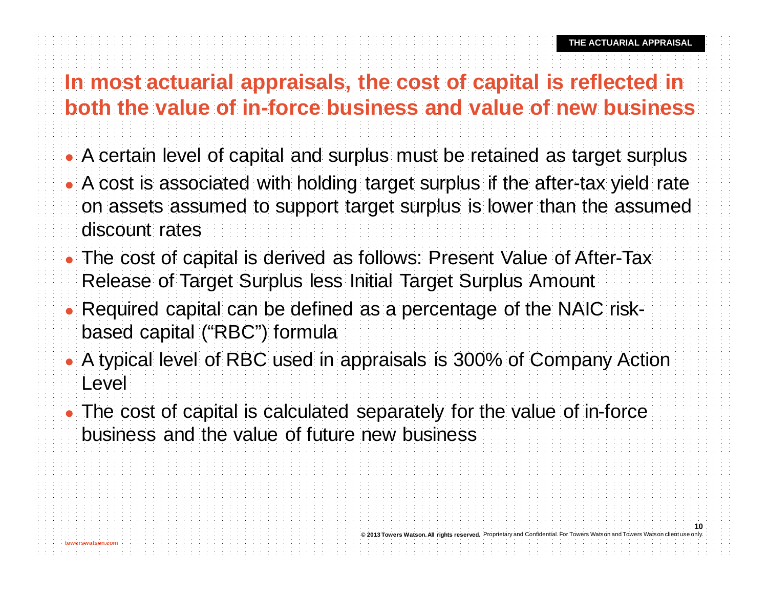# In most actuarial appraisals, the cost of capital is reflected in both the value of in-force business and value of new business

- A certain level of capital and surplus must be retained as target surplus
- A cost is associated with holding target surplus if the after-tax yield rate on assets assumed to support target surplus is lower than the assumed discount rates
- The cost of capital is derived as follows: Present Value of After-Tax Release of Target Surplus less Initial Target Surplus Amount
- Required capital can be defined as a percentage of the NAIC risk-based capital ("RBC") formula
- A typical level of RBC used in appraisals is 300% of Company Action Level
- The cost of capital is calculated separately for the value of in-force business and the value of future new business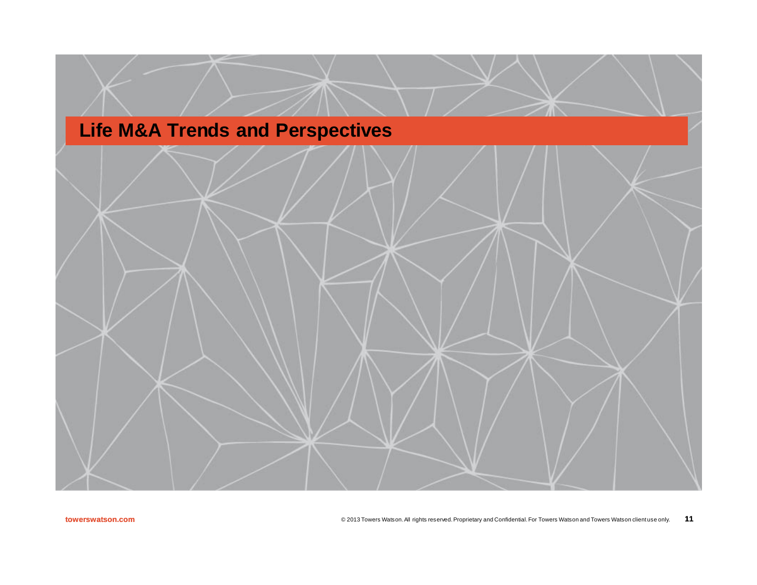# Life M&A Trends and Perspectives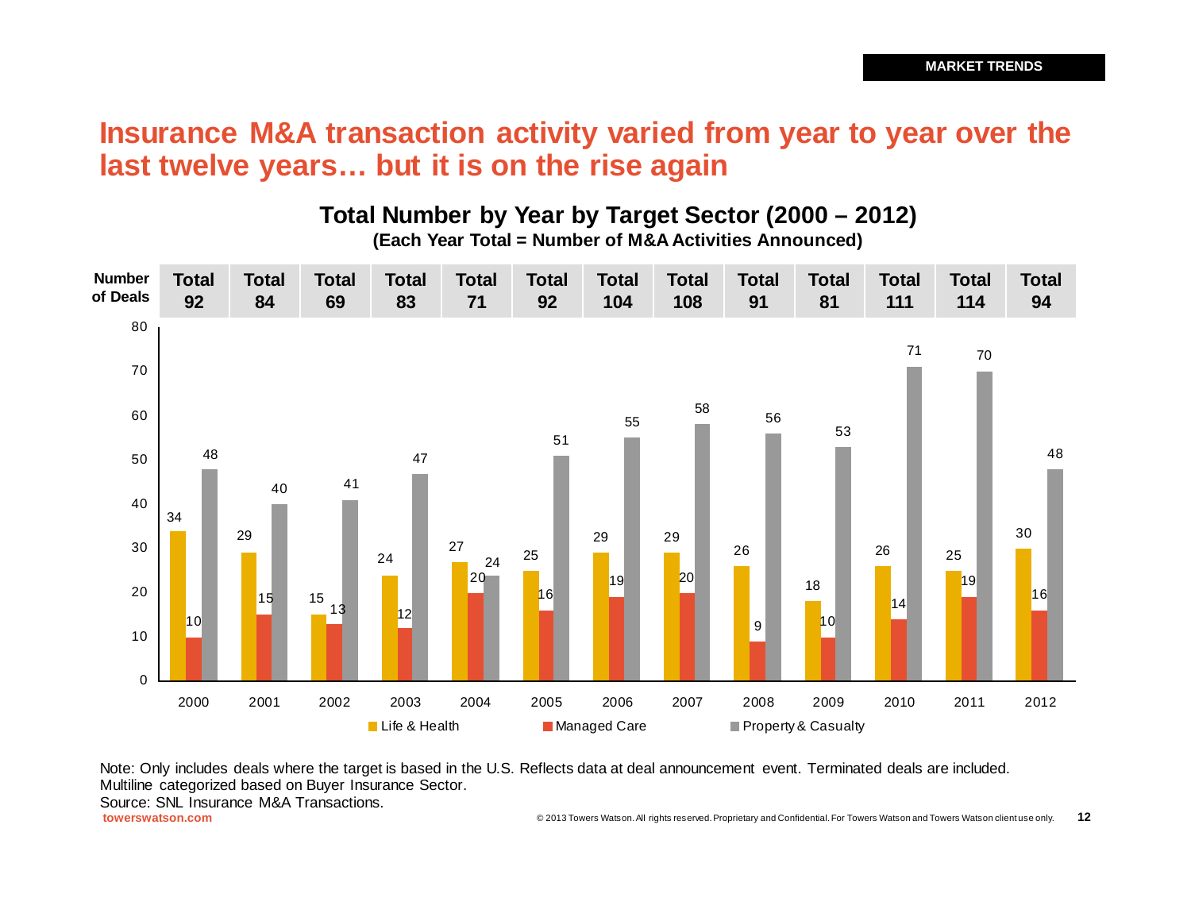MARKET TRENDS

# Insurance M&A transaction activity varied from year to year over the last twelve years… but it is on the rise again

## Total Number by Year by Target Sector (2000 – 2012)

**(Each Year Total = Number of M&A Activities Announced)**

| Number of Deals | 2000 | 2001 | 2002 | 2003 | 2004 | 2005 | 2006 | 2007 | 2008 | 2009 | 2010 | 2011 | 2012 |
|---|---|---|---|---|---|---|---|---|---|---|---|---|---|
| Total | 92 | 84 | 69 | 83 | 71 | 92 | 104 | 108 | 91 | 81 | 111 | 114 | 94 |
| Life & Health | 34 | 29 | 15 | 24 | 27 | 25 | 29 | 29 | 26 | 18 | 26 | 25 | 30 |
| Managed Care | 10 | 15 | 13 | 12 | 20 | 16 | 19 | 20 | 9 | 10 | 14 | 19 | 16 |
| Property & Casualty | 48 | 40 | 41 | 47 | 24 | 51 | 55 | 58 | 56 | 53 | 71 | 70 | 48 |

Note: Only includes deals where the target is based in the U.S. Reflects data at deal announcement event. Terminated deals are included. Multiline categorized based on Buyer Insurance Sector.

Source: SNL Insurance M&A Transactions.

towerswatson.com

© 2013 Towers Watson. All rights reserved. Proprietary and Confidential. For Towers Watson and Towers Watson client use only.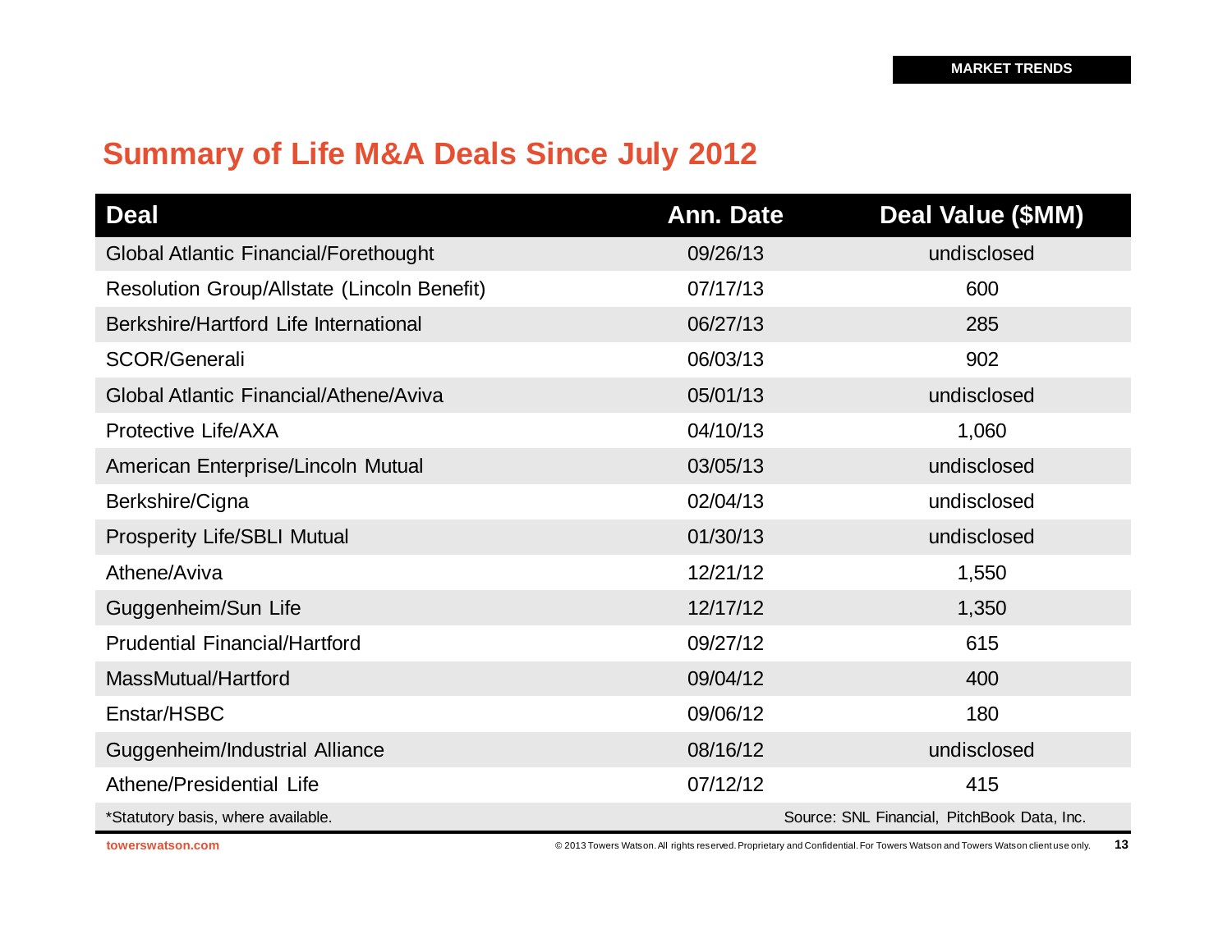MARKET TRENDS

# Summary of Life M&A Deals Since July 2012

| Deal | Ann. Date | Deal Value ($MM) |
|---|---|---|
| Global Atlantic Financial/Forethought | 09/26/13 | undisclosed |
| Resolution Group/Allstate (Lincoln Benefit) | 07/17/13 | 600 |
| Berkshire/Hartford Life International | 06/27/13 | 285 |
| SCOR/Generali | 06/03/13 | 902 |
| Global Atlantic Financial/Athene/Aviva | 05/01/13 | undisclosed |
| Protective Life/AXA | 04/10/13 | 1,060 |
| American Enterprise/Lincoln Mutual | 03/05/13 | undisclosed |
| Berkshire/Cigna | 02/04/13 | undisclosed |
| Prosperity Life/SBLI Mutual | 01/30/13 | undisclosed |
| Athene/Aviva | 12/21/12 | 1,550 |
| Guggenheim/Sun Life | 12/17/12 | 1,350 |
| Prudential Financial/Hartford | 09/27/12 | 615 |
| MassMutual/Hartford | 09/04/12 | 400 |
| Enstar/HSBC | 09/06/12 | 180 |
| Guggenheim/Industrial Alliance | 08/16/12 | undisclosed |
| Athene/Presidential Life | 07/12/12 | 415 |

*Statutory basis, where available.

Source: SNL Financial, PitchBook Data, Inc.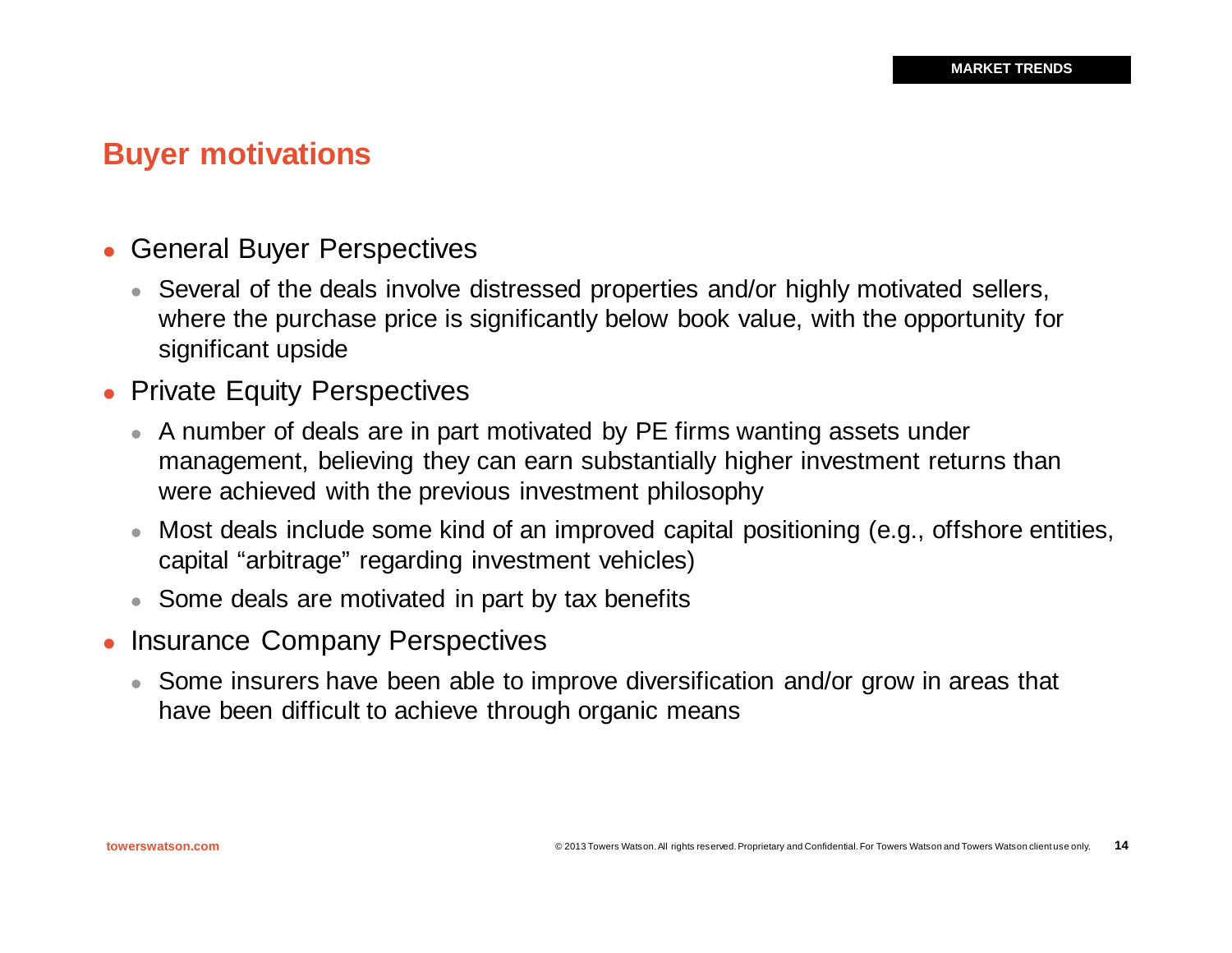MARKET TRENDS

## Buyer motivations

- General Buyer Perspectives
  - Several of the deals involve distressed properties and/or highly motivated sellers, where the purchase price is significantly below book value, with the opportunity for significant upside
- Private Equity Perspectives
  - A number of deals are in part motivated by PE firms wanting assets under management, believing they can earn substantially higher investment returns than were achieved with the previous investment philosophy
  - Most deals include some kind of an improved capital positioning (e.g., offshore entities, capital "arbitrage" regarding investment vehicles)
  - Some deals are motivated in part by tax benefits
- Insurance Company Perspectives
  - Some insurers have been able to improve diversification and/or grow in areas that have been difficult to achieve through organic means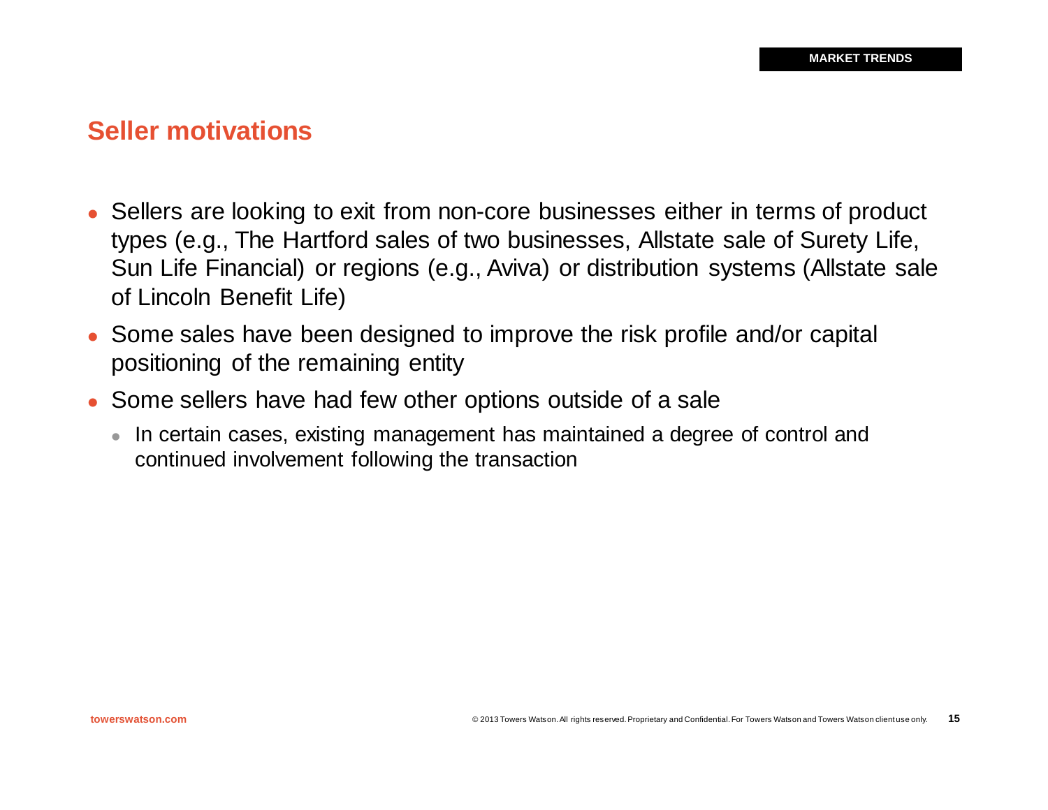MARKET TRENDS

## Seller motivations

- Sellers are looking to exit from non-core businesses either in terms of product types (e.g., The Hartford sales of two businesses, Allstate sale of Surety Life, Sun Life Financial) or regions (e.g., Aviva) or distribution systems (Allstate sale of Lincoln Benefit Life)
- Some sales have been designed to improve the risk profile and/or capital positioning of the remaining entity
- Some sellers have had few other options outside of a sale
  - In certain cases, existing management has maintained a degree of control and continued involvement following the transaction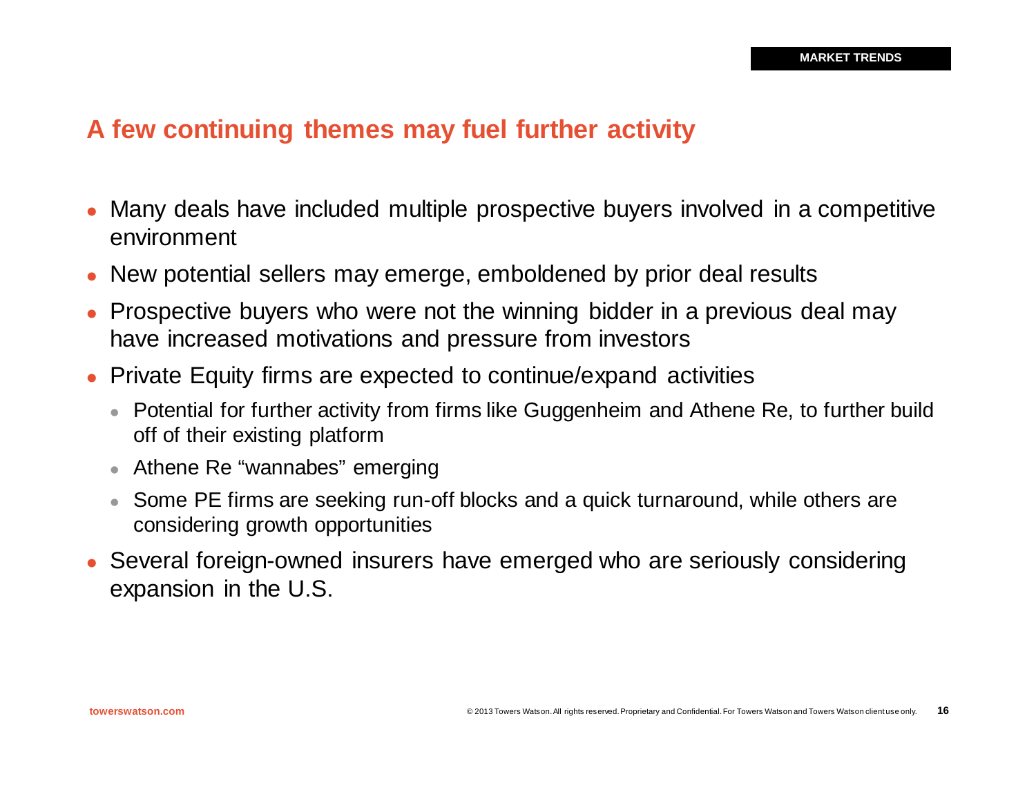MARKET TRENDS

## A few continuing themes may fuel further activity

- Many deals have included multiple prospective buyers involved in a competitive environment
- New potential sellers may emerge, emboldened by prior deal results
- Prospective buyers who were not the winning bidder in a previous deal may have increased motivations and pressure from investors
- Private Equity firms are expected to continue/expand activities
  - Potential for further activity from firms like Guggenheim and Athene Re, to further build off of their existing platform
  - Athene Re "wannabes" emerging
  - Some PE firms are seeking run-off blocks and a quick turnaround, while others are considering growth opportunities
- Several foreign-owned insurers have emerged who are seriously considering expansion in the U.S.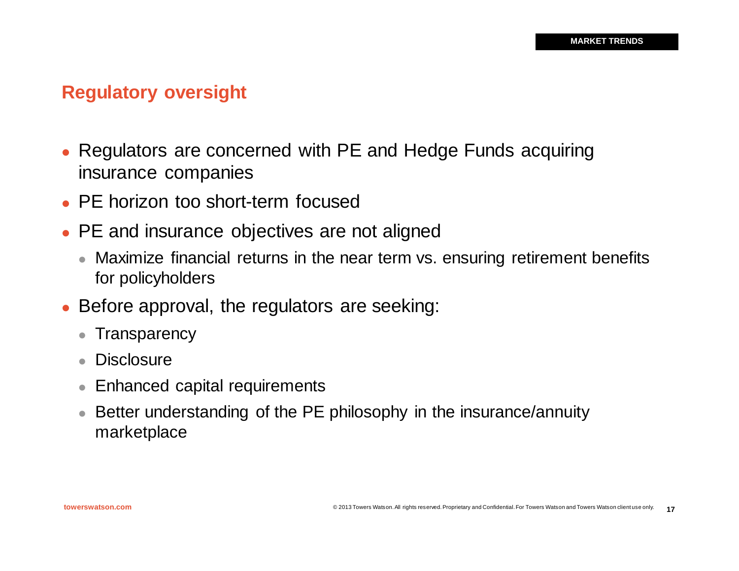MARKET TRENDS

## Regulatory oversight

- Regulators are concerned with PE and Hedge Funds acquiring insurance companies
- PE horizon too short-term focused
- PE and insurance objectives are not aligned
  - Maximize financial returns in the near term vs. ensuring retirement benefits for policyholders
- Before approval, the regulators are seeking:
  - Transparency
  - Disclosure
  - Enhanced capital requirements
  - Better understanding of the PE philosophy in the insurance/annuity marketplace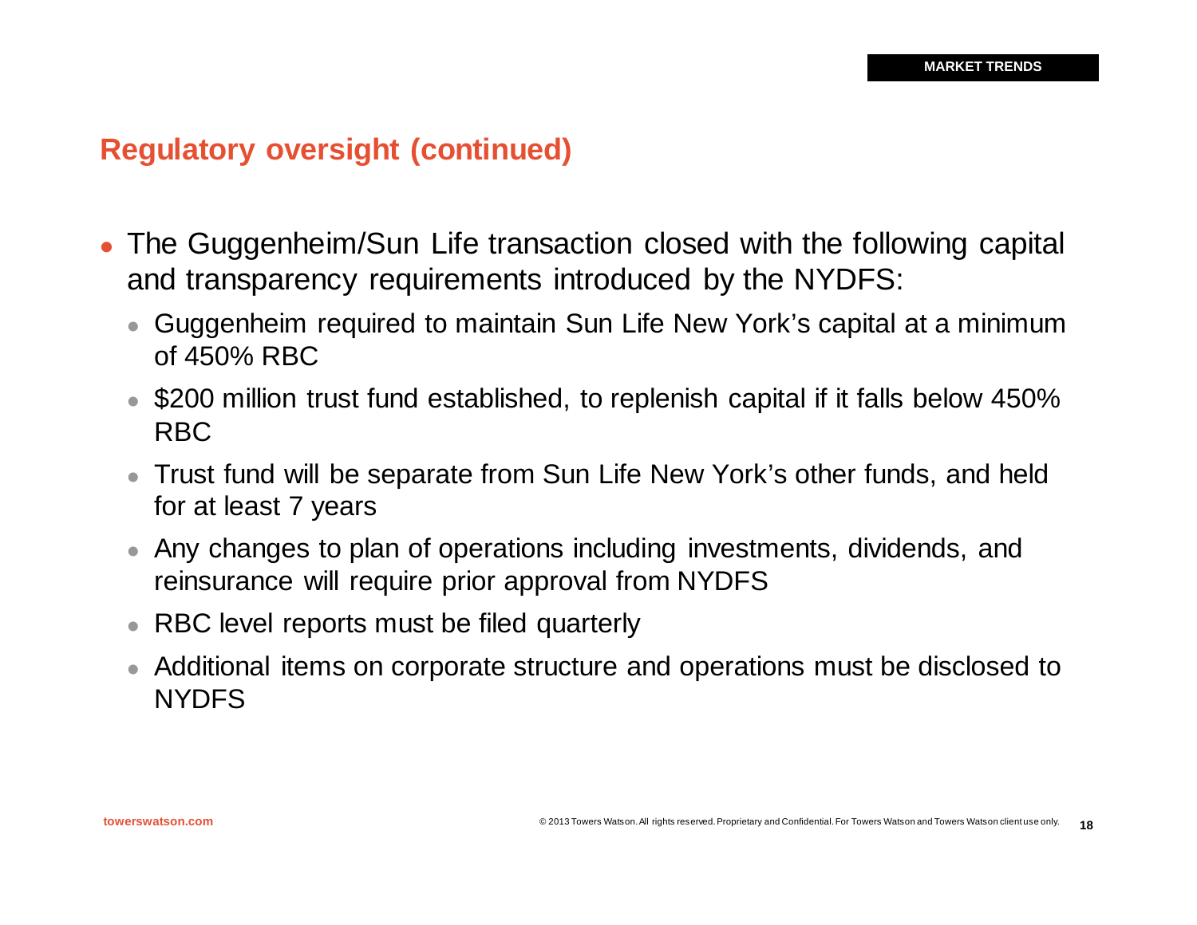MARKET TRENDS

## Regulatory oversight (continued)

- The Guggenheim/Sun Life transaction closed with the following capital and transparency requirements introduced by the NYDFS:
  - Guggenheim required to maintain Sun Life New York's capital at a minimum of 450% RBC
  - $200 million trust fund established, to replenish capital if it falls below 450% RBC
  - Trust fund will be separate from Sun Life New York's other funds, and held for at least 7 years
  - Any changes to plan of operations including investments, dividends, and reinsurance will require prior approval from NYDFS
  - RBC level reports must be filed quarterly
  - Additional items on corporate structure and operations must be disclosed to NYDFS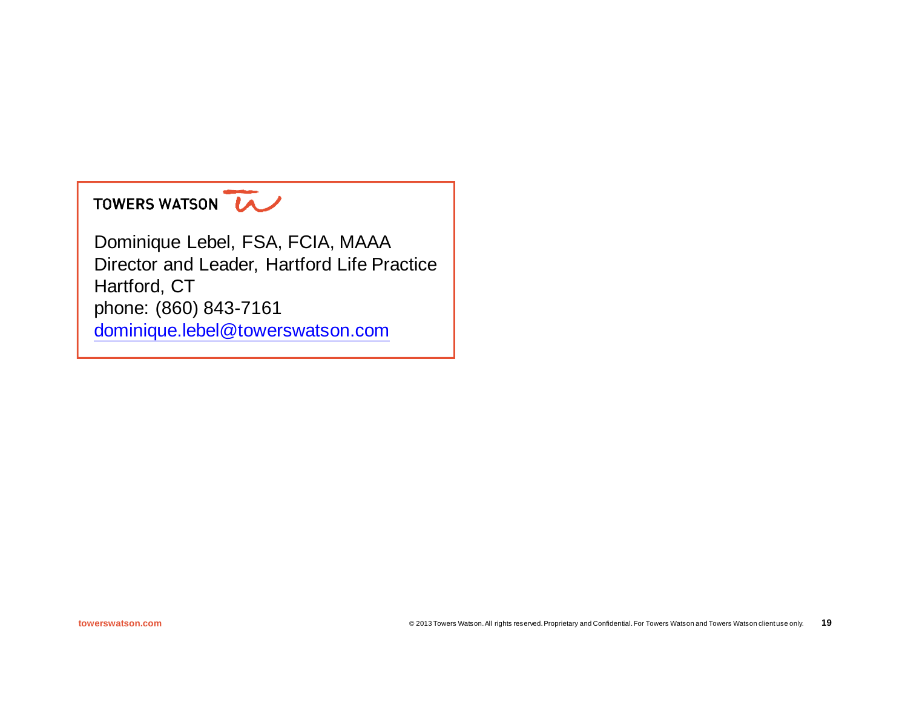TOWERS WATSON

Dominique Lebel, FSA, FCIA, MAAA
Director and Leader, Hartford Life Practice
Hartford, CT
phone: (860) 843-7161
dominique.lebel@towerswatson.com